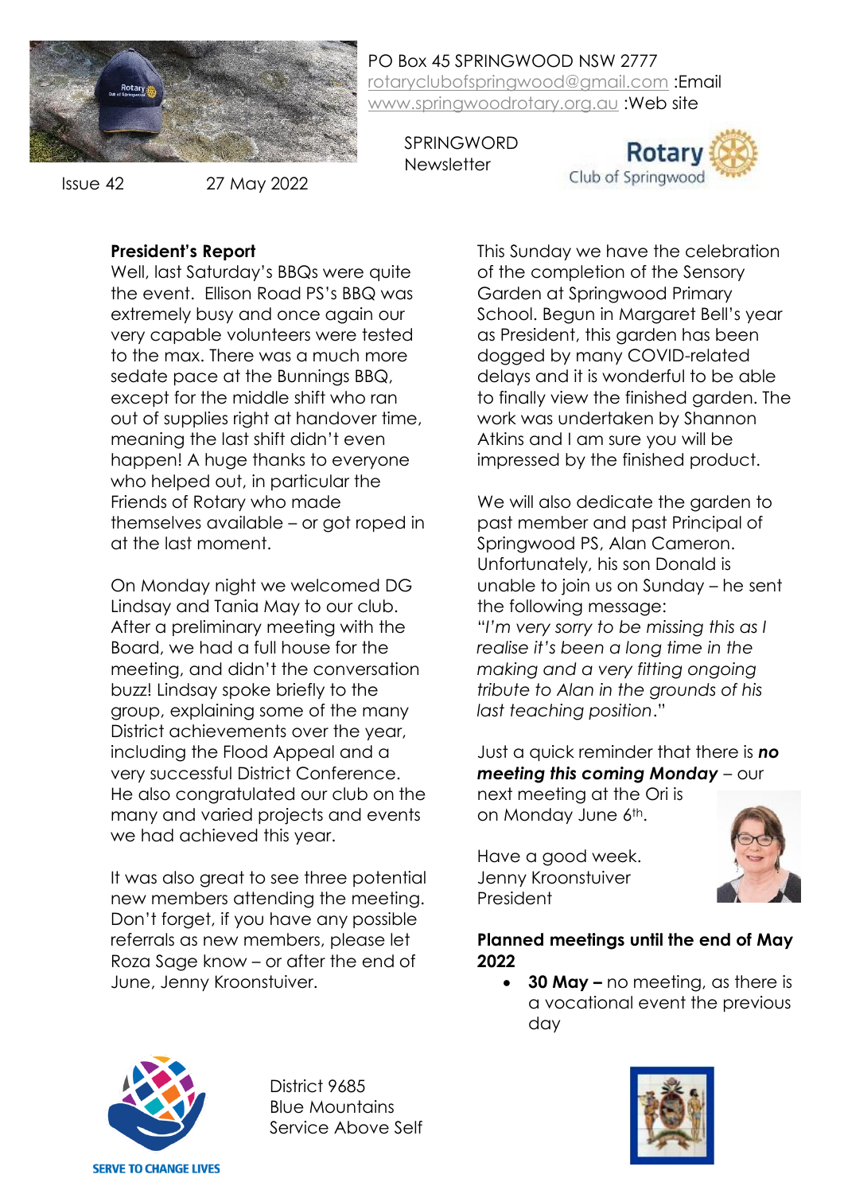PO Box 45 SPRINGWOOD NSW 2777
rotaryclubofspringwood@gmail.com :Email
www.springwoodrotary.org.au :Web site

SPRINGWORD
Newsletter

Rotary Club of Springwood

Issue 42 27 May 2022

## President's Report

Well, last Saturday's BBQs were quite the event. Ellison Road PS's BBQ was extremely busy and once again our very capable volunteers were tested to the max. There was a much more sedate pace at the Bunnings BBQ, except for the middle shift who ran out of supplies right at handover time, meaning the last shift didn't even happen! A huge thanks to everyone who helped out, in particular the Friends of Rotary who made themselves available – or got roped in at the last moment.

On Monday night we welcomed DG Lindsay and Tania May to our club. After a preliminary meeting with the Board, we had a full house for the meeting, and didn't the conversation buzz! Lindsay spoke briefly to the group, explaining some of the many District achievements over the year, including the Flood Appeal and a very successful District Conference. He also congratulated our club on the many and varied projects and events we had achieved this year.

It was also great to see three potential new members attending the meeting. Don't forget, if you have any possible referrals as new members, please let Roza Sage know – or after the end of June, Jenny Kroonstuiver.

This Sunday we have the celebration of the completion of the Sensory Garden at Springwood Primary School. Begun in Margaret Bell's year as President, this garden has been dogged by many COVID-related delays and it is wonderful to be able to finally view the finished garden. The work was undertaken by Shannon Atkins and I am sure you will be impressed by the finished product.

We will also dedicate the garden to past member and past Principal of Springwood PS, Alan Cameron. Unfortunately, his son Donald is unable to join us on Sunday – he sent the following message:
"*I'm very sorry to be missing this as I realise it's been a long time in the making and a very fitting ongoing tribute to Alan in the grounds of his last teaching position*."

Just a quick reminder that there is ***no meeting this coming Monday*** – our next meeting at the Ori is on Monday June 6th.

Have a good week.
Jenny Kroonstuiver
President

### Planned meetings until the end of May 2022

- **30 May –** no meeting, as there is a vocational event the previous day

SERVE TO CHANGE LIVES

District 9685
Blue Mountains
Service Above Self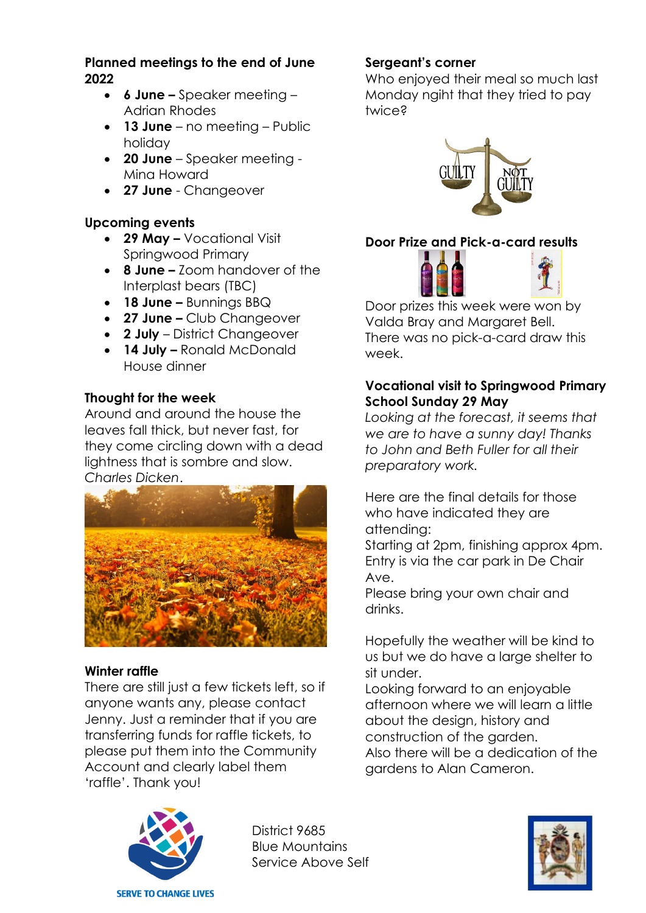## Planned meetings to the end of June 2022

- **6 June –** Speaker meeting – Adrian Rhodes
- **13 June** – no meeting – Public holiday
- **20 June** – Speaker meeting - Mina Howard
- **27 June** - Changeover

## Upcoming events

- **29 May –** Vocational Visit Springwood Primary
- **8 June –** Zoom handover of the Interplast bears (TBC)
- **18 June –** Bunnings BBQ
- **27 June –** Club Changeover
- **2 July** – District Changeover
- **14 July –** Ronald McDonald House dinner

## Thought for the week

Around and around the house the leaves fall thick, but never fast, for they come circling down with a dead lightness that is sombre and slow. *Charles Dicken*.

## Winter raffle

There are still just a few tickets left, so if anyone wants any, please contact Jenny. Just a reminder that if you are transferring funds for raffle tickets, to please put them into the Community Account and clearly label them 'raffle'. Thank you!

## Sergeant's corner

Who enjoyed their meal so much last Monday ngiht that they tried to pay twice?

## Door Prize and Pick-a-card results

Door prizes this week were won by Valda Bray and Margaret Bell. There was no pick-a-card draw this week.

## Vocational visit to Springwood Primary School Sunday 29 May

*Looking at the forecast, it seems that we are to have a sunny day! Thanks to John and Beth Fuller for all their preparatory work.*

Here are the final details for those who have indicated they are attending:
Starting at 2pm, finishing approx 4pm.
Entry is via the car park in De Chair Ave.
Please bring your own chair and drinks.

Hopefully the weather will be kind to us but we do have a large shelter to sit under.
Looking forward to an enjoyable afternoon where we will learn a little about the design, history and construction of the garden.
Also there will be a dedication of the gardens to Alan Cameron.

SERVE TO CHANGE LIVES

District 9685
Blue Mountains
Service Above Self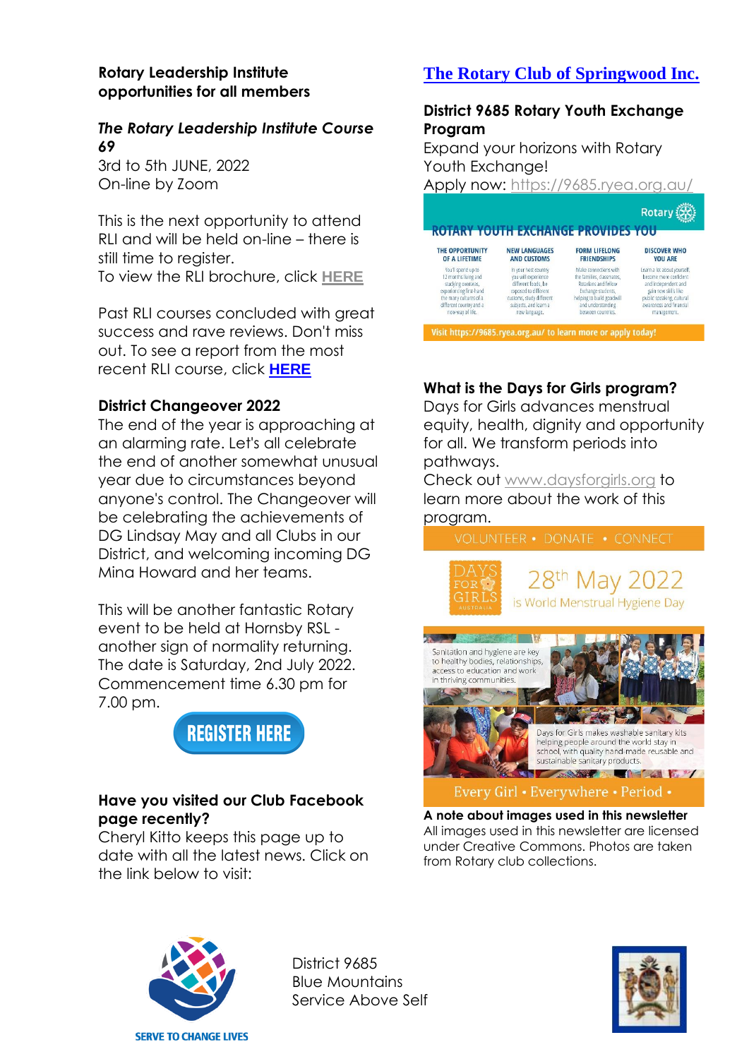**Rotary Leadership Institute opportunities for all members**

***The Rotary Leadership Institute Course 69***
3rd to 5th JUNE, 2022
On-line by Zoom

This is the next opportunity to attend RLI and will be held on-line – there is still time to register.
To view the RLI brochure, click **HERE**

Past RLI courses concluded with great success and rave reviews. Don't miss out. To see a report from the most recent RLI course, click **HERE**

**District Changeover 2022**
The end of the year is approaching at an alarming rate. Let's all celebrate the end of another somewhat unusual year due to circumstances beyond anyone's control. The Changeover will be celebrating the achievements of DG Lindsay May and all Clubs in our District, and welcoming incoming DG Mina Howard and her teams.

This will be another fantastic Rotary event to be held at Hornsby RSL - another sign of normality returning. The date is Saturday, 2nd July 2022. Commencement time 6.30 pm for 7.00 pm.

REGISTER HERE

**Have you visited our Club Facebook page recently?**
Cheryl Kitto keeps this page up to date with all the latest news. Click on the link below to visit:

**The Rotary Club of Springwood Inc.**

**District 9685 Rotary Youth Exchange Program**
Expand your horizons with Rotary Youth Exchange!
Apply now: https://9685.ryea.org.au/

Rotary
ROTARY YOUTH EXCHANGE PROVIDES YOU

| THE OPPORTUNITY OF A LIFETIME | NEW LANGUAGES AND CUSTOMS | FORM LIFELONG FRIENDSHIPS | DISCOVER WHO YOU ARE |
|---|---|---|---|
| You'll spend up to 12 months living and studying overseas, experiencing first-hand the many cultures of a different country and a new way of life. | In your host country you will experience different foods, be exposed to different customs, study different subjects, and learn a new language. | Make connections with the families, classmates, Rotarians and fellow Exchange students, helping to build goodwill and understanding between countries. | Learn a lot about yourself, become more confident and independent and gain new skills like public speaking, cultural awareness and financial management. |

Visit https://9685.ryea.org.au/ to learn more or apply today!

**What is the Days for Girls program?**
Days for Girls advances menstrual equity, health, dignity and opportunity for all. We transform periods into pathways.
Check out www.daysforgirls.org to learn more about the work of this program.

VOLUNTEER • DONATE • CONNECT

DAYS FOR GIRLS AUSTRALIA
28th May 2022
is World Menstrual Hygiene Day

Sanitation and hygiene are key to healthy bodies, relationships, access to education and work in thriving communities.

Days for Girls makes washable sanitary kits helping people around the world stay in school, with quality hand-made reusable and sustainable sanitary products.

Every Girl • Everywhere • Period •

**A note about images used in this newsletter**
All images used in this newsletter are licensed under Creative Commons. Photos are taken from Rotary club collections.

SERVE TO CHANGE LIVES

District 9685
Blue Mountains
Service Above Self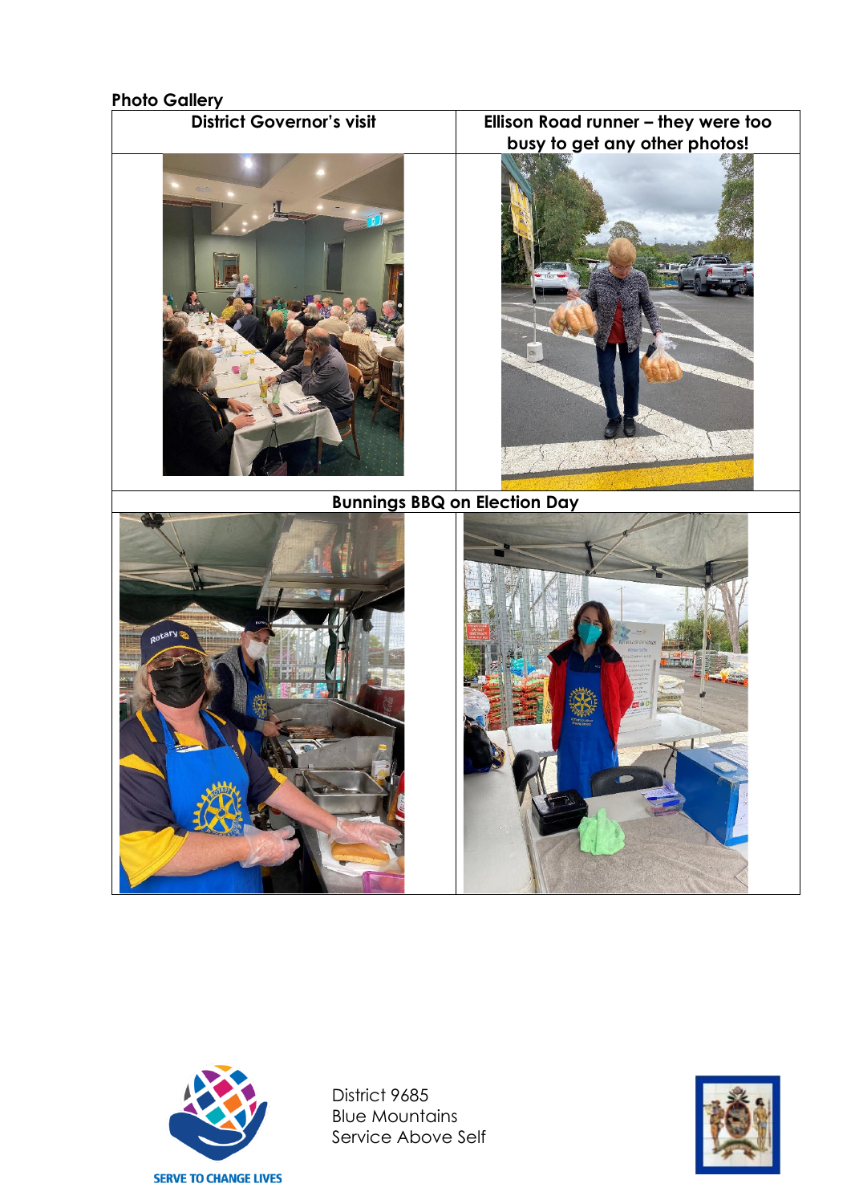**Photo Gallery**

| District Governor's visit | Ellison Road runner – they were too busy to get any other photos! |
| --- | --- |
| | |
| **Bunnings BBQ on Election Day** | |
| | |

District 9685
Blue Mountains
Service Above Self

SERVE TO CHANGE LIVES